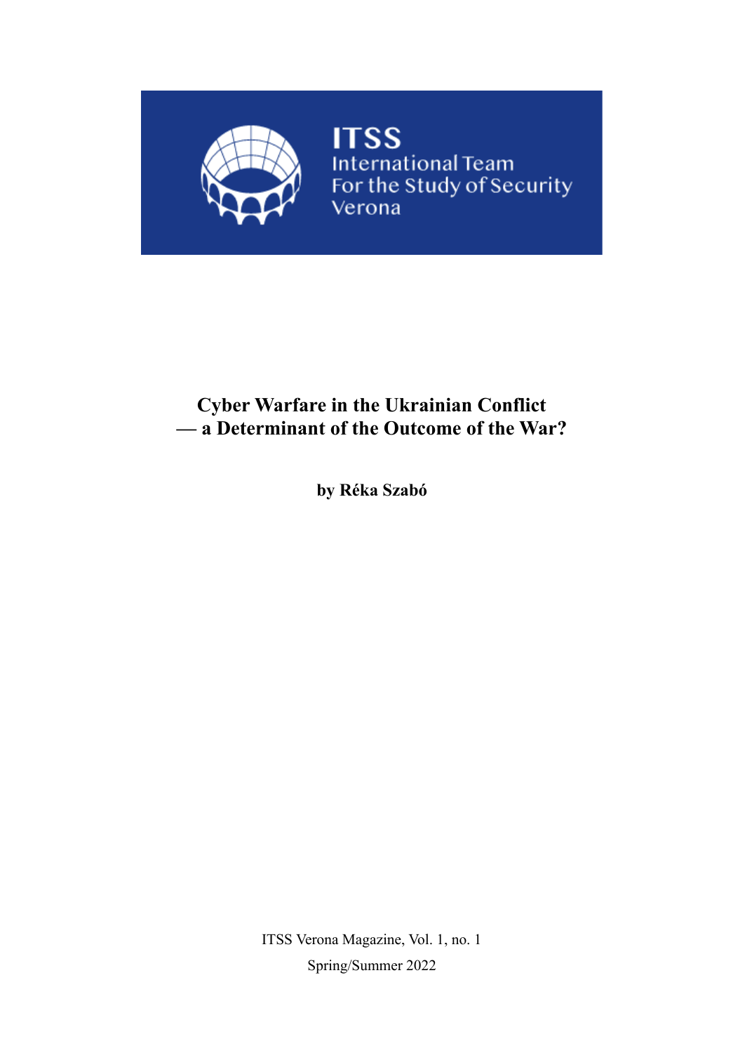**ITSS**
International Team
For the Study of Security
Verona

# Cyber Warfare in the Ukrainian Conflict — a Determinant of the Outcome of the War?

**by Réka Szabó**

ITSS Verona Magazine, Vol. 1, no. 1

Spring/Summer 2022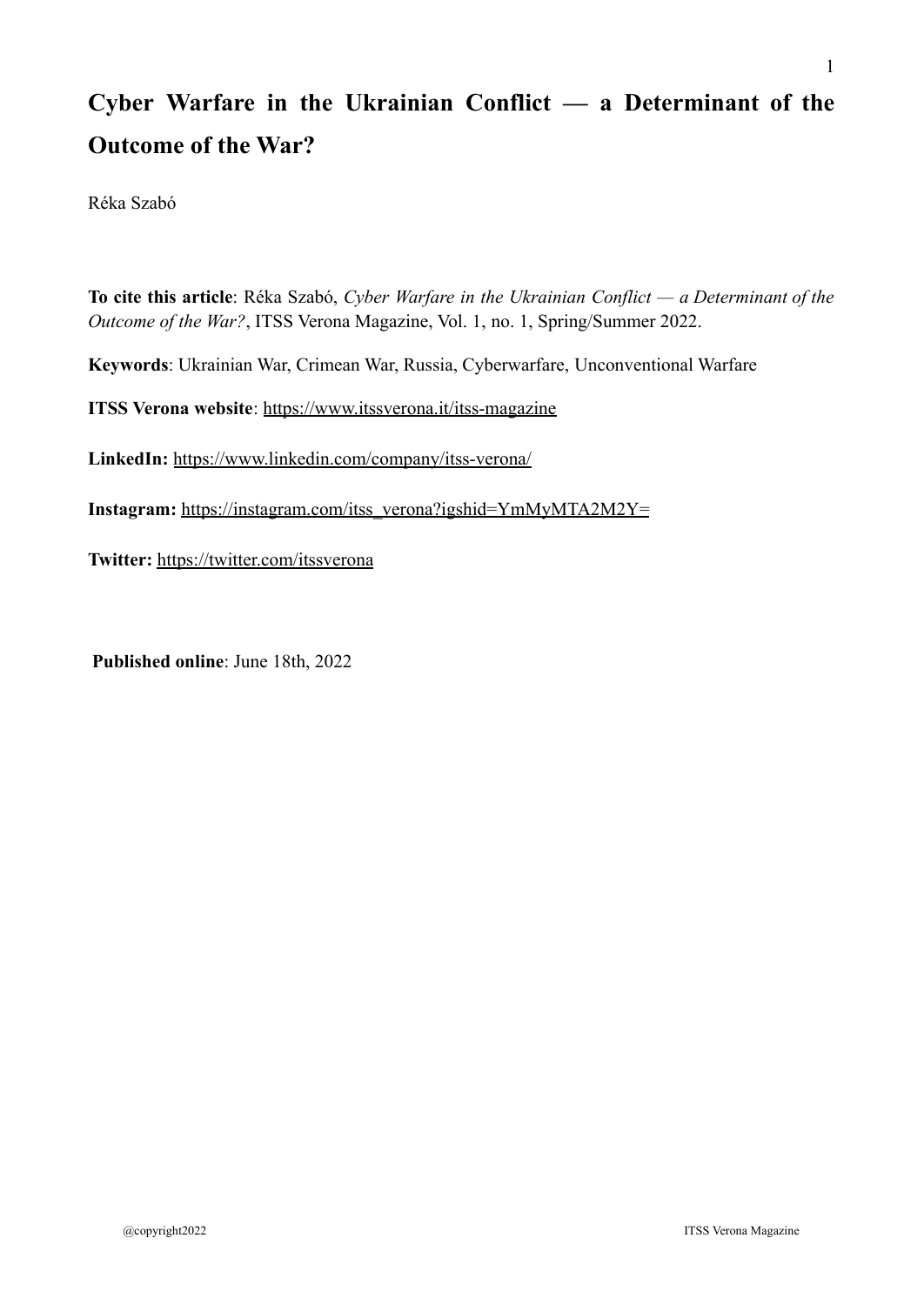# Cyber Warfare in the Ukrainian Conflict — a Determinant of the Outcome of the War?

Réka Szabó

**To cite this article**: Réka Szabó, *Cyber Warfare in the Ukrainian Conflict — a Determinant of the Outcome of the War?*, ITSS Verona Magazine, Vol. 1, no. 1, Spring/Summer 2022.

**Keywords**: Ukrainian War, Crimean War, Russia, Cyberwarfare, Unconventional Warfare

**ITSS Verona website**: https://www.itssverona.it/itss-magazine

**LinkedIn:** https://www.linkedin.com/company/itss-verona/

**Instagram:** https://instagram.com/itss_verona?igshid=YmMyMTA2M2Y=

**Twitter:** https://twitter.com/itssverona

**Published online**: June 18th, 2022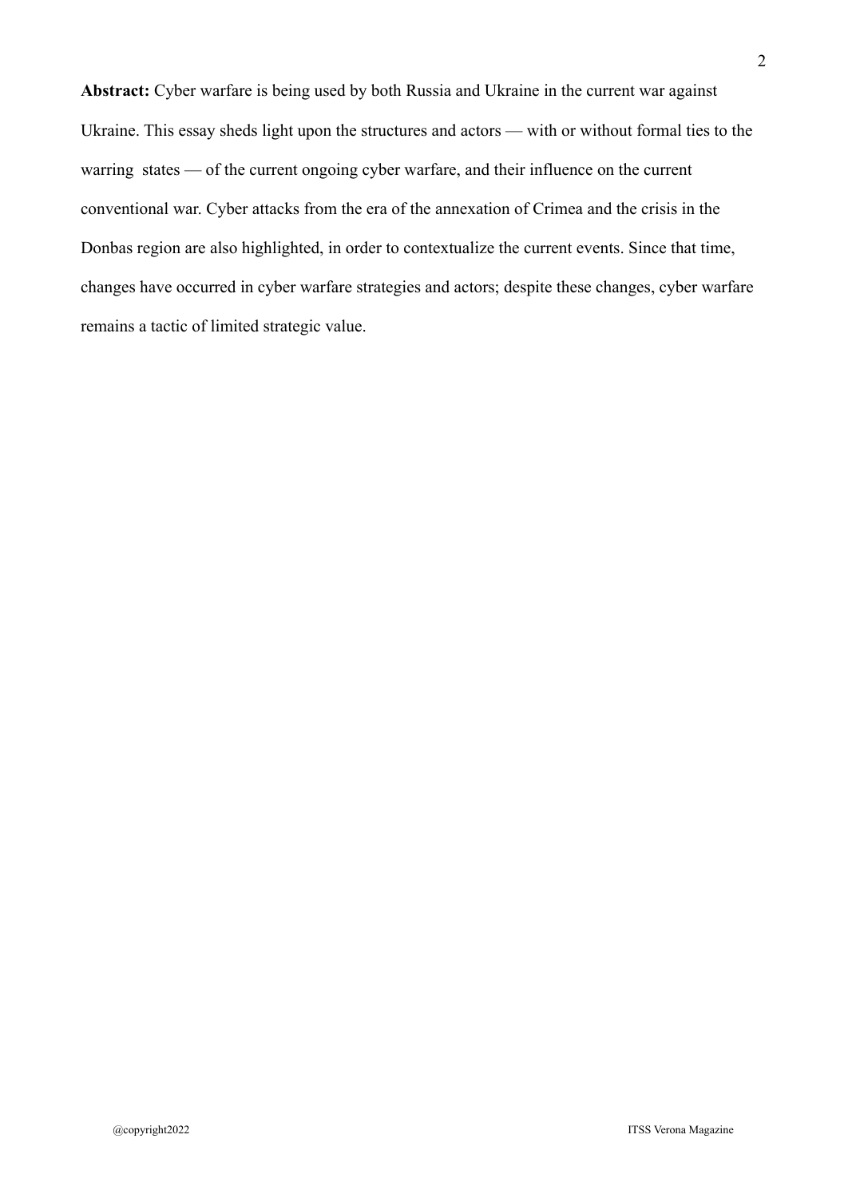**Abstract:** Cyber warfare is being used by both Russia and Ukraine in the current war against Ukraine. This essay sheds light upon the structures and actors — with or without formal ties to the warring states — of the current ongoing cyber warfare, and their influence on the current conventional war. Cyber attacks from the era of the annexation of Crimea and the crisis in the Donbas region are also highlighted, in order to contextualize the current events. Since that time, changes have occurred in cyber warfare strategies and actors; despite these changes, cyber warfare remains a tactic of limited strategic value.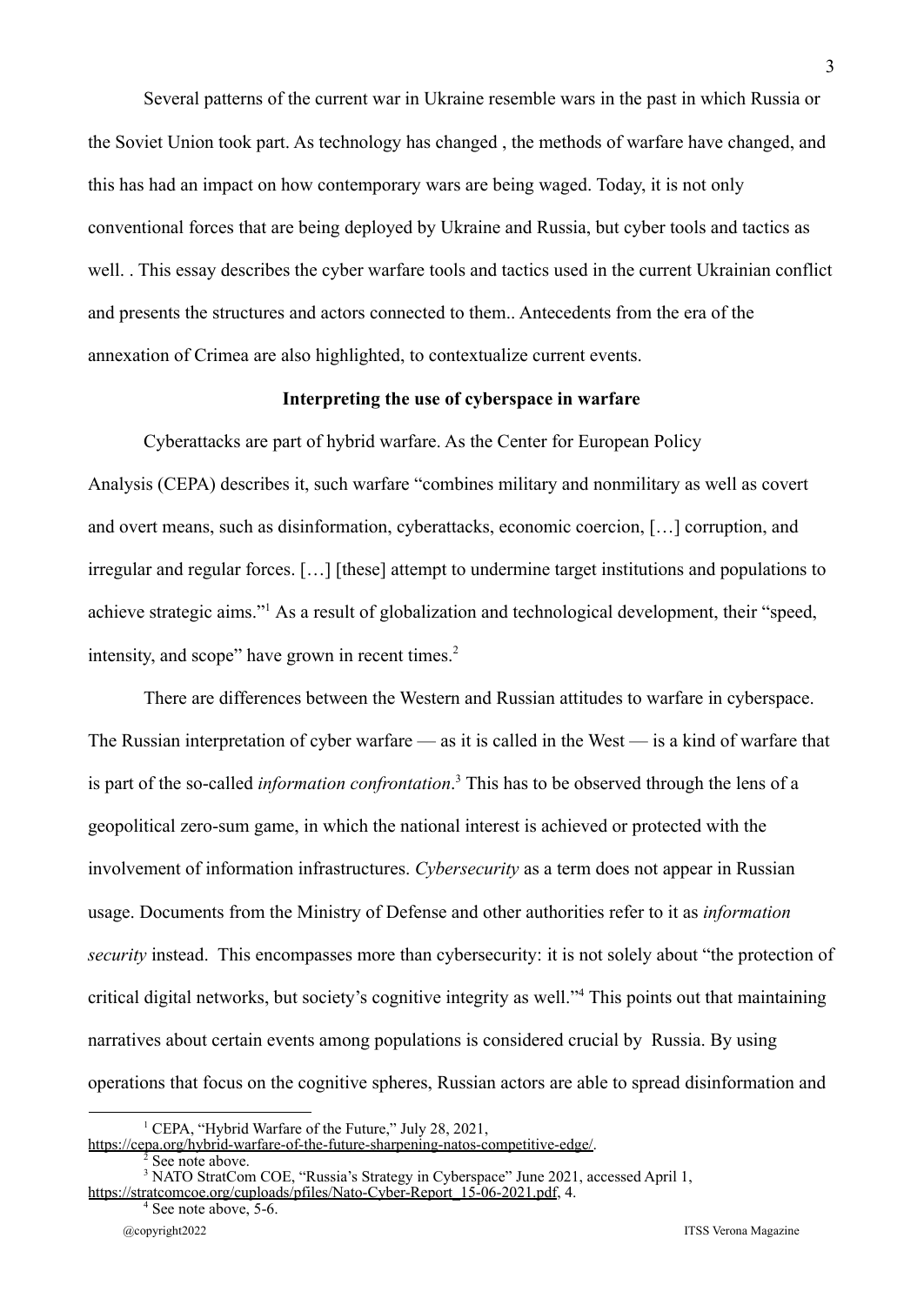Several patterns of the current war in Ukraine resemble wars in the past in which Russia or the Soviet Union took part. As technology has changed , the methods of warfare have changed, and this has had an impact on how contemporary wars are being waged. Today, it is not only conventional forces that are being deployed by Ukraine and Russia, but cyber tools and tactics as well. . This essay describes the cyber warfare tools and tactics used in the current Ukrainian conflict and presents the structures and actors connected to them.. Antecedents from the era of the annexation of Crimea are also highlighted, to contextualize current events.

### Interpreting the use of cyberspace in warfare

Cyberattacks are part of hybrid warfare. As the Center for European Policy Analysis (CEPA) describes it, such warfare "combines military and nonmilitary as well as covert and overt means, such as disinformation, cyberattacks, economic coercion, […] corruption, and irregular and regular forces. […] [these] attempt to undermine target institutions and populations to achieve strategic aims."[1] As a result of globalization and technological development, their "speed, intensity, and scope" have grown in recent times.[2]

There are differences between the Western and Russian attitudes to warfare in cyberspace. The Russian interpretation of cyber warfare — as it is called in the West — is a kind of warfare that is part of the so-called *information confrontation*.[3] This has to be observed through the lens of a geopolitical zero-sum game, in which the national interest is achieved or protected with the involvement of information infrastructures. *Cybersecurity* as a term does not appear in Russian usage. Documents from the Ministry of Defense and other authorities refer to it as *information security* instead. This encompasses more than cybersecurity: it is not solely about "the protection of critical digital networks, but society's cognitive integrity as well."[4] This points out that maintaining narratives about certain events among populations is considered crucial by Russia. By using operations that focus on the cognitive spheres, Russian actors are able to spread disinformation and

---

[1] CEPA, "Hybrid Warfare of the Future," July 28, 2021, https://cepa.org/hybrid-warfare-of-the-future-sharpening-natos-competitive-edge/.

[2] See note above.

[3] NATO StratCom COE, "Russia's Strategy in Cyberspace" June 2021, accessed April 1, https://stratcomcoe.org/cuploads/pfiles/Nato-Cyber-Report_15-06-2021.pdf, 4.

[4] See note above, 5-6.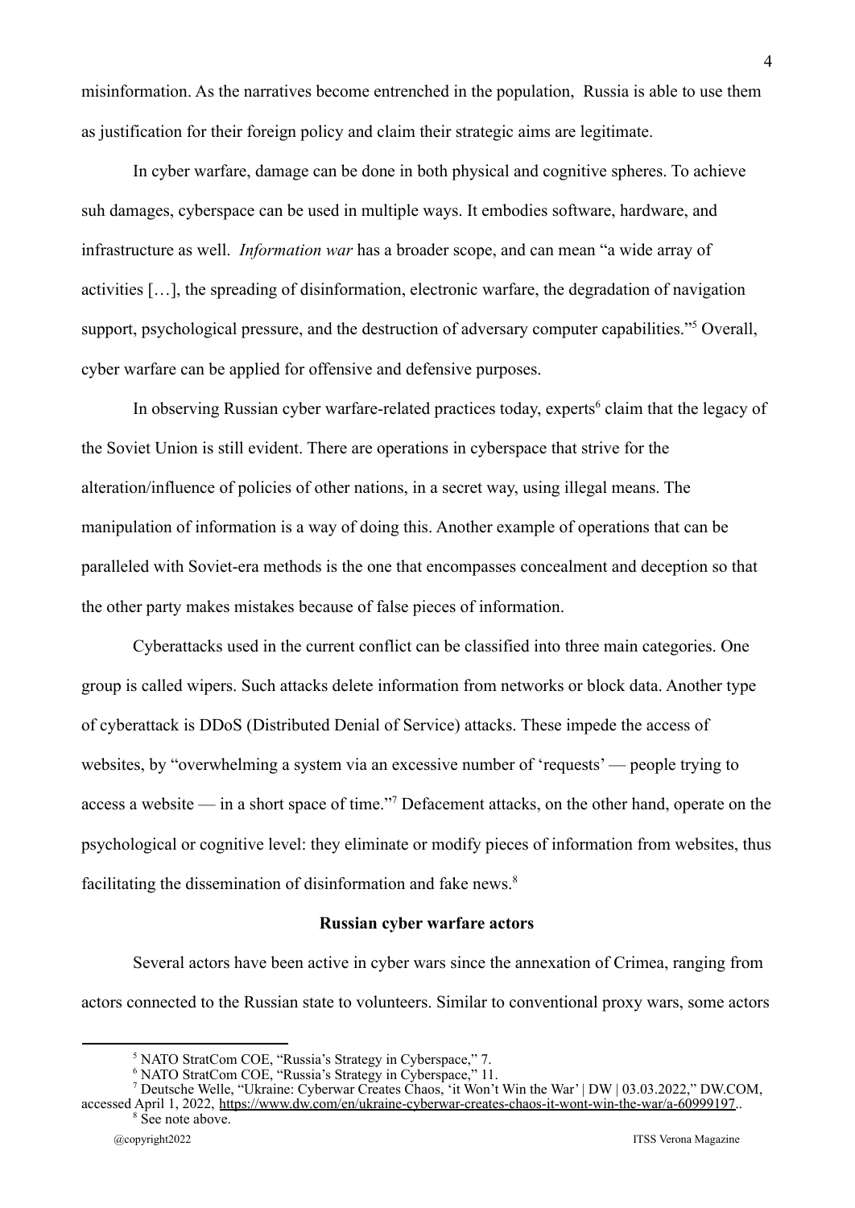misinformation. As the narratives become entrenched in the population, Russia is able to use them as justification for their foreign policy and claim their strategic aims are legitimate.

In cyber warfare, damage can be done in both physical and cognitive spheres. To achieve suh damages, cyberspace can be used in multiple ways. It embodies software, hardware, and infrastructure as well. *Information war* has a broader scope, and can mean "a wide array of activities […], the spreading of disinformation, electronic warfare, the degradation of navigation support, psychological pressure, and the destruction of adversary computer capabilities."[5] Overall, cyber warfare can be applied for offensive and defensive purposes.

In observing Russian cyber warfare-related practices today, experts[6] claim that the legacy of the Soviet Union is still evident. There are operations in cyberspace that strive for the alteration/influence of policies of other nations, in a secret way, using illegal means. The manipulation of information is a way of doing this. Another example of operations that can be paralleled with Soviet-era methods is the one that encompasses concealment and deception so that the other party makes mistakes because of false pieces of information.

Cyberattacks used in the current conflict can be classified into three main categories. One group is called wipers. Such attacks delete information from networks or block data. Another type of cyberattack is DDoS (Distributed Denial of Service) attacks. These impede the access of websites, by "overwhelming a system via an excessive number of 'requests' — people trying to access a website — in a short space of time."[7] Defacement attacks, on the other hand, operate on the psychological or cognitive level: they eliminate or modify pieces of information from websites, thus facilitating the dissemination of disinformation and fake news.[8]

**Russian cyber warfare actors**

Several actors have been active in cyber wars since the annexation of Crimea, ranging from actors connected to the Russian state to volunteers. Similar to conventional proxy wars, some actors

[5] NATO StratCom COE, "Russia's Strategy in Cyberspace," 7.

[6] NATO StratCom COE, "Russia's Strategy in Cyberspace," 11.

[7] Deutsche Welle, "Ukraine: Cyberwar Creates Chaos, 'it Won't Win the War' | DW | 03.03.2022," DW.COM, accessed April 1, 2022, https://www.dw.com/en/ukraine-cyberwar-creates-chaos-it-wont-win-the-war/a-60999197..

[8] See note above.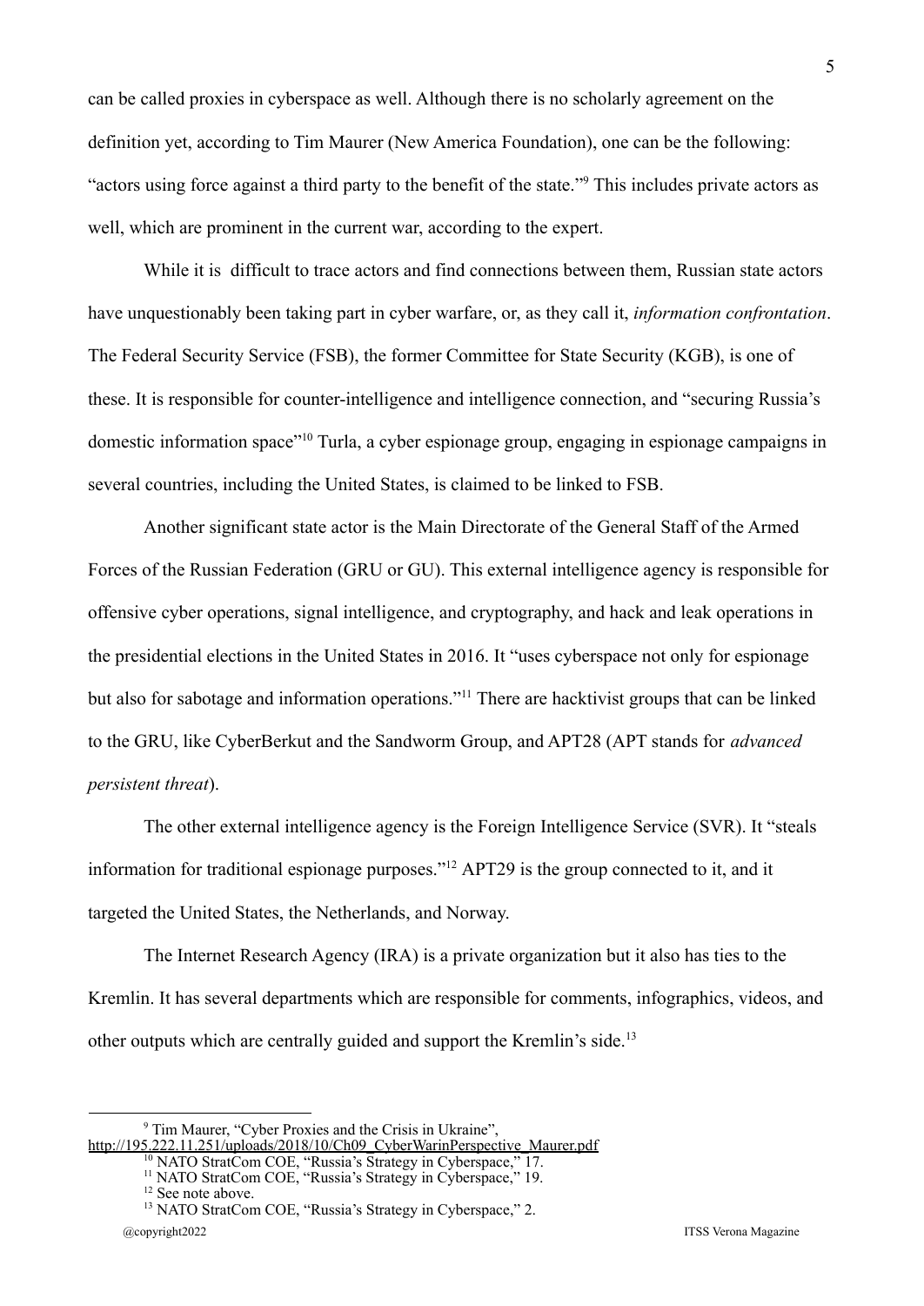can be called proxies in cyberspace as well. Although there is no scholarly agreement on the definition yet, according to Tim Maurer (New America Foundation), one can be the following: "actors using force against a third party to the benefit of the state."[9] This includes private actors as well, which are prominent in the current war, according to the expert.

While it is difficult to trace actors and find connections between them, Russian state actors have unquestionably been taking part in cyber warfare, or, as they call it, *information confrontation*. The Federal Security Service (FSB), the former Committee for State Security (KGB), is one of these. It is responsible for counter-intelligence and intelligence connection, and "securing Russia's domestic information space"[10] Turla, a cyber espionage group, engaging in espionage campaigns in several countries, including the United States, is claimed to be linked to FSB.

Another significant state actor is the Main Directorate of the General Staff of the Armed Forces of the Russian Federation (GRU or GU). This external intelligence agency is responsible for offensive cyber operations, signal intelligence, and cryptography, and hack and leak operations in the presidential elections in the United States in 2016. It "uses cyberspace not only for espionage but also for sabotage and information operations."[11] There are hacktivist groups that can be linked to the GRU, like CyberBerkut and the Sandworm Group, and APT28 (APT stands for *advanced persistent threat*).

The other external intelligence agency is the Foreign Intelligence Service (SVR). It "steals information for traditional espionage purposes."[12] APT29 is the group connected to it, and it targeted the United States, the Netherlands, and Norway.

The Internet Research Agency (IRA) is a private organization but it also has ties to the Kremlin. It has several departments which are responsible for comments, infographics, videos, and other outputs which are centrally guided and support the Kremlin's side.[13]

---

[9] Tim Maurer, "Cyber Proxies and the Crisis in Ukraine", http://195.222.11.251/uploads/2018/10/Ch09_CyberWarinPerspective_Maurer.pdf

[10] NATO StratCom COE, "Russia's Strategy in Cyberspace," 17.

[11] NATO StratCom COE, "Russia's Strategy in Cyberspace," 19.

[12] See note above.

[13] NATO StratCom COE, "Russia's Strategy in Cyberspace," 2.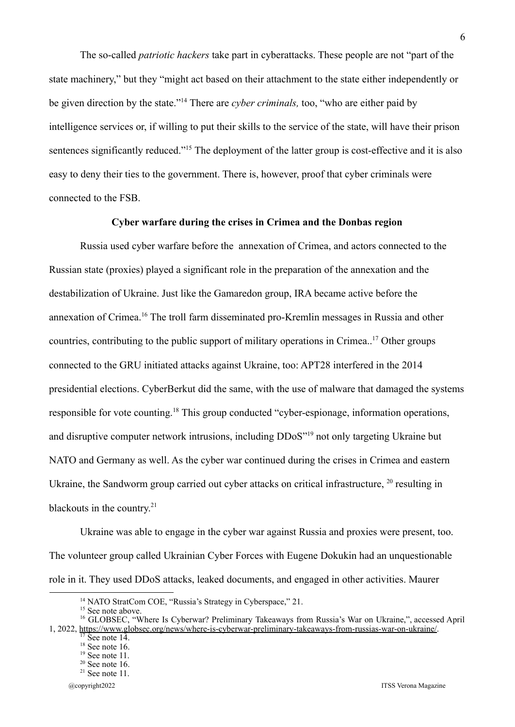The so-called *patriotic hackers* take part in cyberattacks. These people are not "part of the state machinery," but they "might act based on their attachment to the state either independently or be given direction by the state."[14] There are *cyber criminals,* too, "who are either paid by intelligence services or, if willing to put their skills to the service of the state, will have their prison sentences significantly reduced."[15] The deployment of the latter group is cost-effective and it is also easy to deny their ties to the government. There is, however, proof that cyber criminals were connected to the FSB.

**Cyber warfare during the crises in Crimea and the Donbas region**

Russia used cyber warfare before the annexation of Crimea, and actors connected to the Russian state (proxies) played a significant role in the preparation of the annexation and the destabilization of Ukraine. Just like the Gamaredon group, IRA became active before the annexation of Crimea.[16] The troll farm disseminated pro-Kremlin messages in Russia and other countries, contributing to the public support of military operations in Crimea..[17] Other groups connected to the GRU initiated attacks against Ukraine, too: APT28 interfered in the 2014 presidential elections. CyberBerkut did the same, with the use of malware that damaged the systems responsible for vote counting.[18] This group conducted "cyber-espionage, information operations, and disruptive computer network intrusions, including DDoS"[19] not only targeting Ukraine but NATO and Germany as well. As the cyber war continued during the crises in Crimea and eastern Ukraine, the Sandworm group carried out cyber attacks on critical infrastructure, [20] resulting in blackouts in the country.[21]

Ukraine was able to engage in the cyber war against Russia and proxies were present, too. The volunteer group called Ukrainian Cyber Forces with Eugene Dokukin had an unquestionable role in it. They used DDoS attacks, leaked documents, and engaged in other activities. Maurer

---

[14] NATO StratCom COE, "Russia's Strategy in Cyberspace," 21.

[15] See note above.

[16] GLOBSEC, "Where Is Cyberwar? Preliminary Takeaways from Russia's War on Ukraine,", accessed April 1, 2022, https://www.globsec.org/news/where-is-cyberwar-preliminary-takeaways-from-russias-war-on-ukraine/.

[17] See note 14.

[18] See note 16.

[19] See note 11.

[20] See note 16.

[21] See note 11.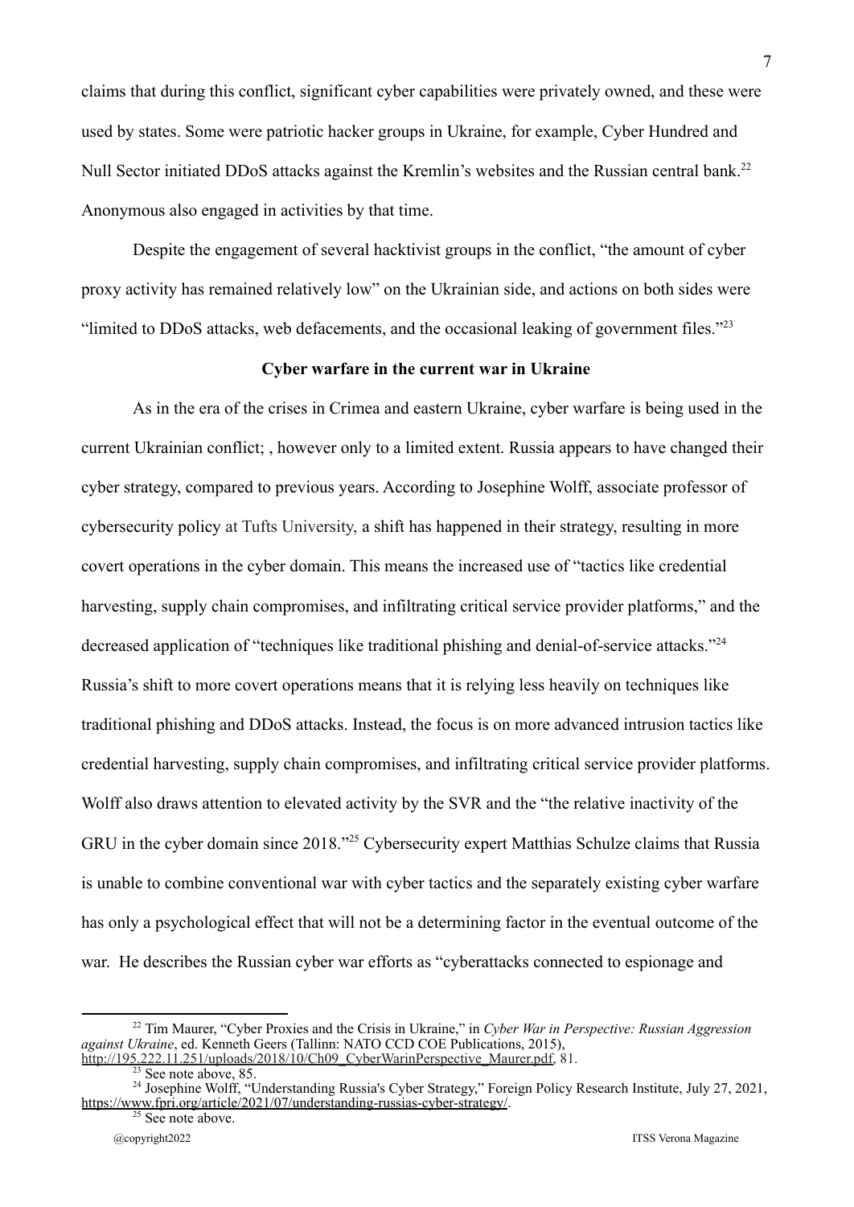claims that during this conflict, significant cyber capabilities were privately owned, and these were used by states. Some were patriotic hacker groups in Ukraine, for example, Cyber Hundred and Null Sector initiated DDoS attacks against the Kremlin's websites and the Russian central bank.[22] Anonymous also engaged in activities by that time.

Despite the engagement of several hacktivist groups in the conflict, "the amount of cyber proxy activity has remained relatively low" on the Ukrainian side, and actions on both sides were "limited to DDoS attacks, web defacements, and the occasional leaking of government files."[23]

## Cyber warfare in the current war in Ukraine

As in the era of the crises in Crimea and eastern Ukraine, cyber warfare is being used in the current Ukrainian conflict; , however only to a limited extent. Russia appears to have changed their cyber strategy, compared to previous years. According to Josephine Wolff, associate professor of cybersecurity policy at Tufts University, a shift has happened in their strategy, resulting in more covert operations in the cyber domain. This means the increased use of "tactics like credential harvesting, supply chain compromises, and infiltrating critical service provider platforms," and the decreased application of "techniques like traditional phishing and denial-of-service attacks."[24] Russia's shift to more covert operations means that it is relying less heavily on techniques like traditional phishing and DDoS attacks. Instead, the focus is on more advanced intrusion tactics like credential harvesting, supply chain compromises, and infiltrating critical service provider platforms. Wolff also draws attention to elevated activity by the SVR and the "the relative inactivity of the GRU in the cyber domain since 2018."[25] Cybersecurity expert Matthias Schulze claims that Russia is unable to combine conventional war with cyber tactics and the separately existing cyber warfare has only a psychological effect that will not be a determining factor in the eventual outcome of the war. He describes the Russian cyber war efforts as "cyberattacks connected to espionage and

---

[22] Tim Maurer, "Cyber Proxies and the Crisis in Ukraine," in *Cyber War in Perspective: Russian Aggression against Ukraine*, ed. Kenneth Geers (Tallinn: NATO CCD COE Publications, 2015), http://195.222.11.251/uploads/2018/10/Ch09_CyberWarinPerspective_Maurer.pdf, 81.

[23] See note above, 85.

[24] Josephine Wolff, "Understanding Russia's Cyber Strategy," Foreign Policy Research Institute, July 27, 2021, https://www.fpri.org/article/2021/07/understanding-russias-cyber-strategy/.

[25] See note above.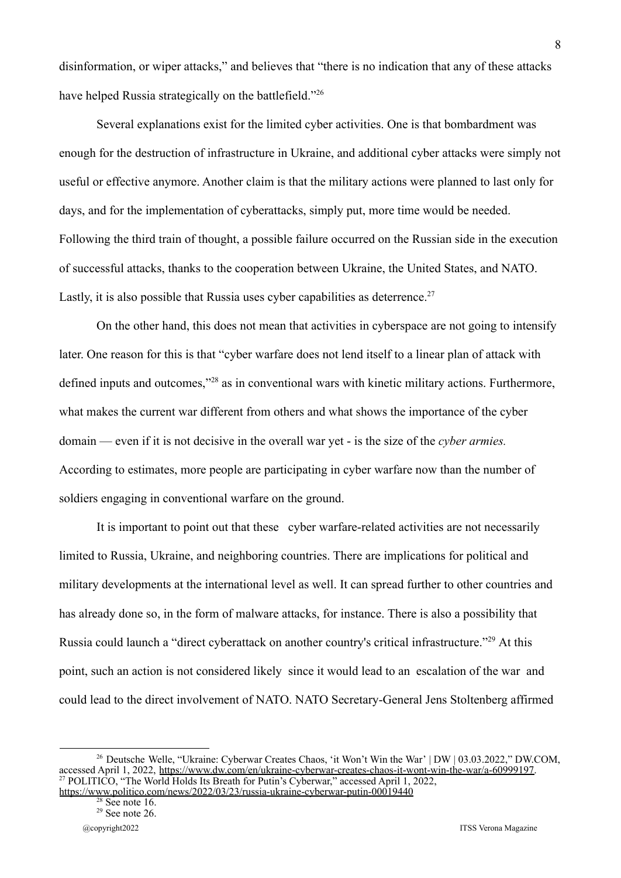disinformation, or wiper attacks," and believes that "there is no indication that any of these attacks have helped Russia strategically on the battlefield."[26]

Several explanations exist for the limited cyber activities. One is that bombardment was enough for the destruction of infrastructure in Ukraine, and additional cyber attacks were simply not useful or effective anymore. Another claim is that the military actions were planned to last only for days, and for the implementation of cyberattacks, simply put, more time would be needed. Following the third train of thought, a possible failure occurred on the Russian side in the execution of successful attacks, thanks to the cooperation between Ukraine, the United States, and NATO. Lastly, it is also possible that Russia uses cyber capabilities as deterrence.[27]

On the other hand, this does not mean that activities in cyberspace are not going to intensify later. One reason for this is that "cyber warfare does not lend itself to a linear plan of attack with defined inputs and outcomes,"[28] as in conventional wars with kinetic military actions. Furthermore, what makes the current war different from others and what shows the importance of the cyber domain — even if it is not decisive in the overall war yet - is the size of the *cyber armies.* According to estimates, more people are participating in cyber warfare now than the number of soldiers engaging in conventional warfare on the ground.

It is important to point out that these cyber warfare-related activities are not necessarily limited to Russia, Ukraine, and neighboring countries. There are implications for political and military developments at the international level as well. It can spread further to other countries and has already done so, in the form of malware attacks, for instance. There is also a possibility that Russia could launch a "direct cyberattack on another country's critical infrastructure."[29] At this point, such an action is not considered likely since it would lead to an escalation of the war and could lead to the direct involvement of NATO. NATO Secretary-General Jens Stoltenberg affirmed

---

[26] Deutsche Welle, "Ukraine: Cyberwar Creates Chaos, 'it Won't Win the War' | DW | 03.03.2022," DW.COM, accessed April 1, 2022, https://www.dw.com/en/ukraine-cyberwar-creates-chaos-it-wont-win-the-war/a-60999197.

[27] POLITICO, "The World Holds Its Breath for Putin's Cyberwar," accessed April 1, 2022, https://www.politico.com/news/2022/03/23/russia-ukraine-cyberwar-putin-00019440

[28] See note 16.

[29] See note 26.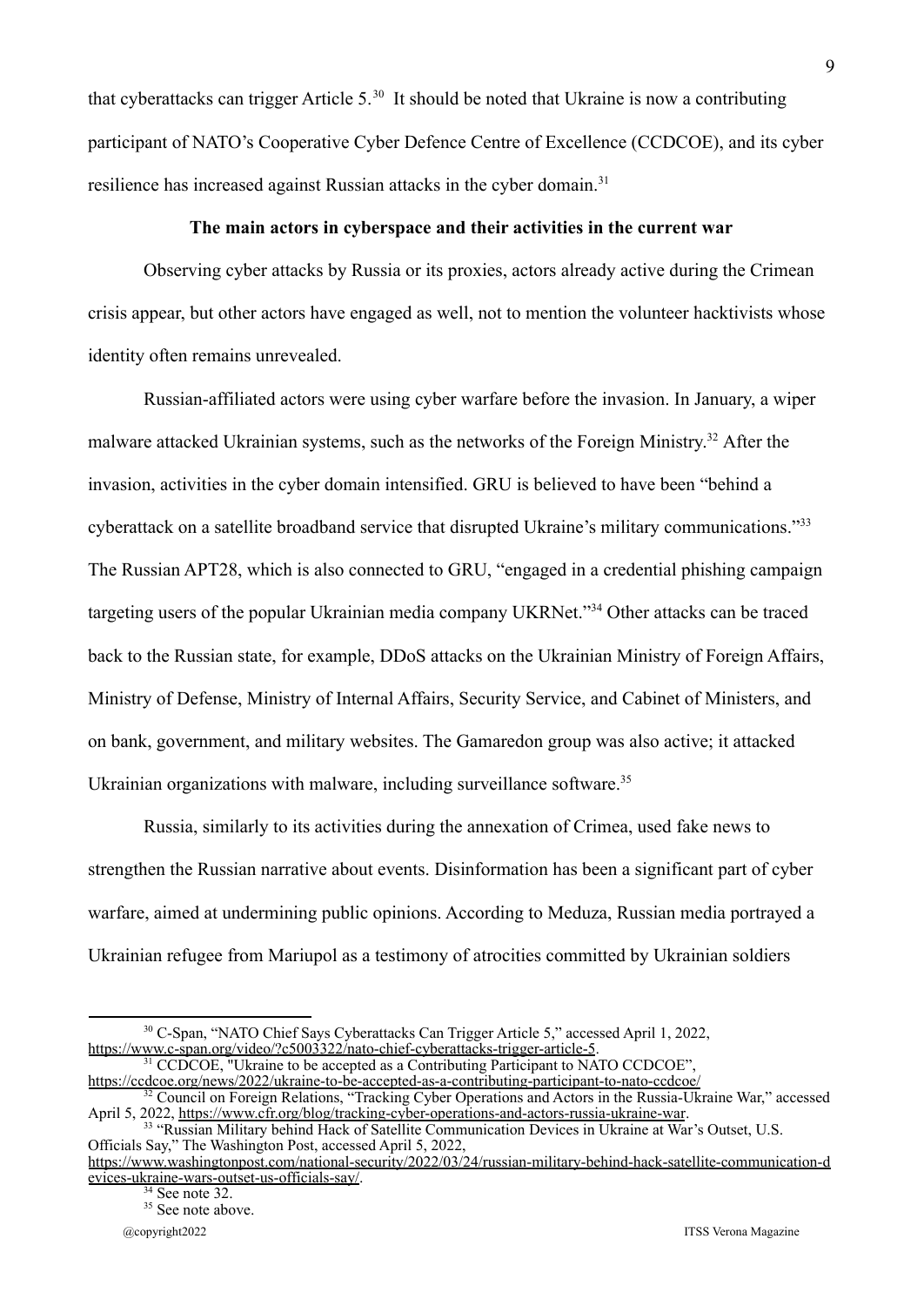that cyberattacks can trigger Article 5.[30] It should be noted that Ukraine is now a contributing participant of NATO's Cooperative Cyber Defence Centre of Excellence (CCDCOE), and its cyber resilience has increased against Russian attacks in the cyber domain.[31]

**The main actors in cyberspace and their activities in the current war**

Observing cyber attacks by Russia or its proxies, actors already active during the Crimean crisis appear, but other actors have engaged as well, not to mention the volunteer hacktivists whose identity often remains unrevealed.

Russian-affiliated actors were using cyber warfare before the invasion. In January, a wiper malware attacked Ukrainian systems, such as the networks of the Foreign Ministry.[32] After the invasion, activities in the cyber domain intensified. GRU is believed to have been "behind a cyberattack on a satellite broadband service that disrupted Ukraine's military communications."[33] The Russian APT28, which is also connected to GRU, "engaged in a credential phishing campaign targeting users of the popular Ukrainian media company UKRNet."[34] Other attacks can be traced back to the Russian state, for example, DDoS attacks on the Ukrainian Ministry of Foreign Affairs, Ministry of Defense, Ministry of Internal Affairs, Security Service, and Cabinet of Ministers, and on bank, government, and military websites. The Gamaredon group was also active; it attacked Ukrainian organizations with malware, including surveillance software.[35]

Russia, similarly to its activities during the annexation of Crimea, used fake news to strengthen the Russian narrative about events. Disinformation has been a significant part of cyber warfare, aimed at undermining public opinions. According to Meduza, Russian media portrayed a Ukrainian refugee from Mariupol as a testimony of atrocities committed by Ukrainian soldiers

---

[30] C-Span, "NATO Chief Says Cyberattacks Can Trigger Article 5," accessed April 1, 2022, https://www.c-span.org/video/?c5003322/nato-chief-cyberattacks-trigger-article-5.

[31] CCDCOE, "Ukraine to be accepted as a Contributing Participant to NATO CCDCOE", https://ccdcoe.org/news/2022/ukraine-to-be-accepted-as-a-contributing-participant-to-nato-ccdcoe/

[32] Council on Foreign Relations, "Tracking Cyber Operations and Actors in the Russia-Ukraine War," accessed April 5, 2022, https://www.cfr.org/blog/tracking-cyber-operations-and-actors-russia-ukraine-war.

[33] "Russian Military behind Hack of Satellite Communication Devices in Ukraine at War's Outset, U.S. Officials Say," The Washington Post, accessed April 5, 2022, https://www.washingtonpost.com/national-security/2022/03/24/russian-military-behind-hack-satellite-communication-devices-ukraine-wars-outset-us-officials-say/.

[34] See note 32.

[35] See note above.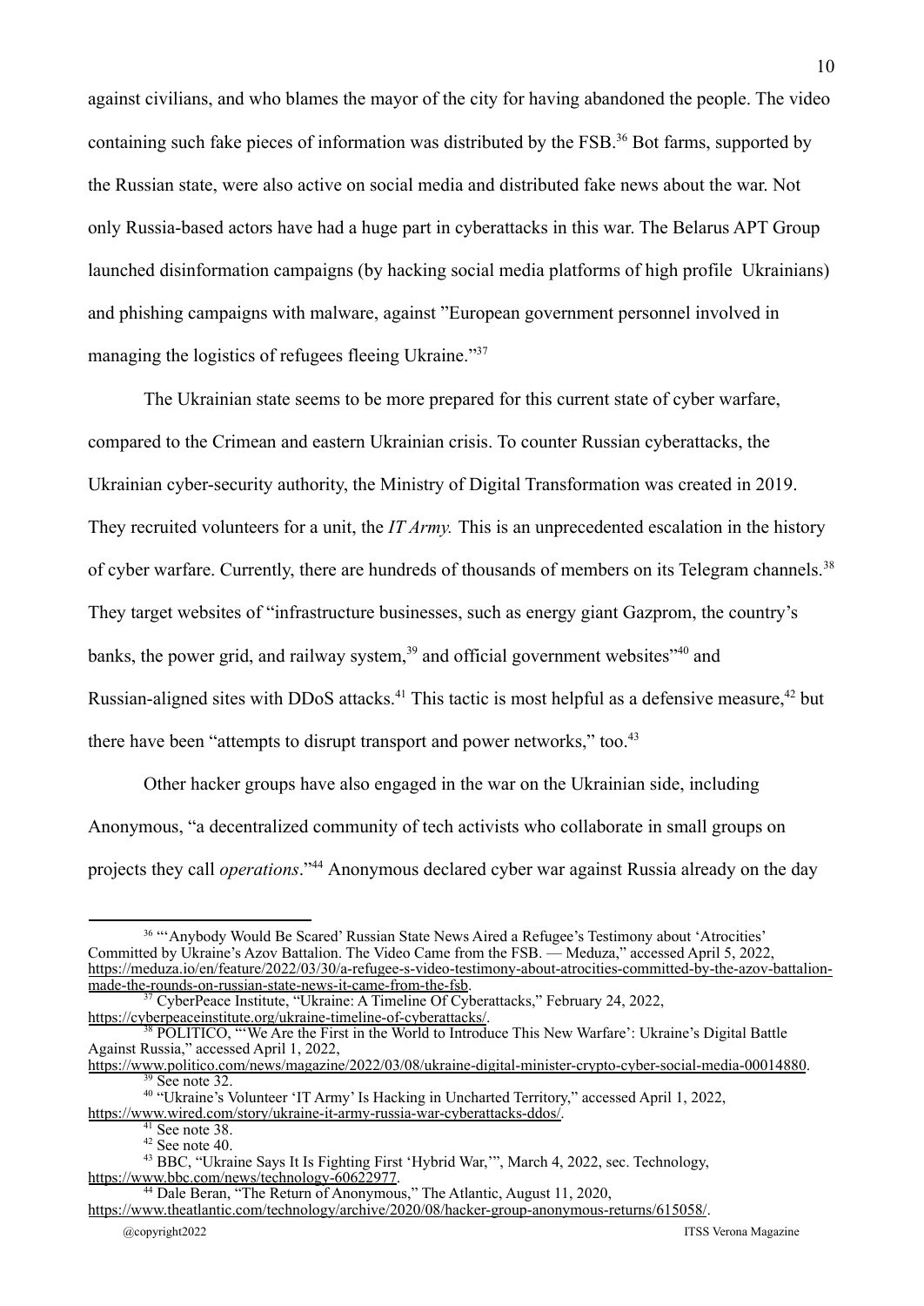against civilians, and who blames the mayor of the city for having abandoned the people. The video containing such fake pieces of information was distributed by the FSB.[36] Bot farms, supported by the Russian state, were also active on social media and distributed fake news about the war. Not only Russia-based actors have had a huge part in cyberattacks in this war. The Belarus APT Group launched disinformation campaigns (by hacking social media platforms of high profile Ukrainians) and phishing campaigns with malware, against "European government personnel involved in managing the logistics of refugees fleeing Ukraine."[37]

The Ukrainian state seems to be more prepared for this current state of cyber warfare, compared to the Crimean and eastern Ukrainian crisis. To counter Russian cyberattacks, the Ukrainian cyber-security authority, the Ministry of Digital Transformation was created in 2019. They recruited volunteers for a unit, the *IT Army.* This is an unprecedented escalation in the history of cyber warfare. Currently, there are hundreds of thousands of members on its Telegram channels.[38] They target websites of "infrastructure businesses, such as energy giant Gazprom, the country's banks, the power grid, and railway system,[39] and official government websites"[40] and Russian-aligned sites with DDoS attacks.[41] This tactic is most helpful as a defensive measure,[42] but there have been "attempts to disrupt transport and power networks," too.[43]

Other hacker groups have also engaged in the war on the Ukrainian side, including Anonymous, "a decentralized community of tech activists who collaborate in small groups on projects they call *operations*."[44] Anonymous declared cyber war against Russia already on the day

---

[36] "'Anybody Would Be Scared' Russian State News Aired a Refugee's Testimony about 'Atrocities' Committed by Ukraine's Azov Battalion. The Video Came from the FSB. — Meduza," accessed April 5, 2022, https://meduza.io/en/feature/2022/03/30/a-refugee-s-video-testimony-about-atrocities-committed-by-the-azov-battalion-made-the-rounds-on-russian-state-news-it-came-from-the-fsb.

[37] CyberPeace Institute, "Ukraine: A Timeline Of Cyberattacks," February 24, 2022, https://cyberpeaceinstitute.org/ukraine-timeline-of-cyberattacks/.

[38] POLITICO, "'We Are the First in the World to Introduce This New Warfare': Ukraine's Digital Battle Against Russia," accessed April 1, 2022, https://www.politico.com/news/magazine/2022/03/08/ukraine-digital-minister-crypto-cyber-social-media-00014880.

[39] See note 32.

[40] "Ukraine's Volunteer 'IT Army' Is Hacking in Uncharted Territory," accessed April 1, 2022, https://www.wired.com/story/ukraine-it-army-russia-war-cyberattacks-ddos/.

[41] See note 38.

[42] See note 40.

[43] BBC, "Ukraine Says It Is Fighting First 'Hybrid War,'", March 4, 2022, sec. Technology, https://www.bbc.com/news/technology-60622977.

[44] Dale Beran, "The Return of Anonymous," The Atlantic, August 11, 2020, https://www.theatlantic.com/technology/archive/2020/08/hacker-group-anonymous-returns/615058/.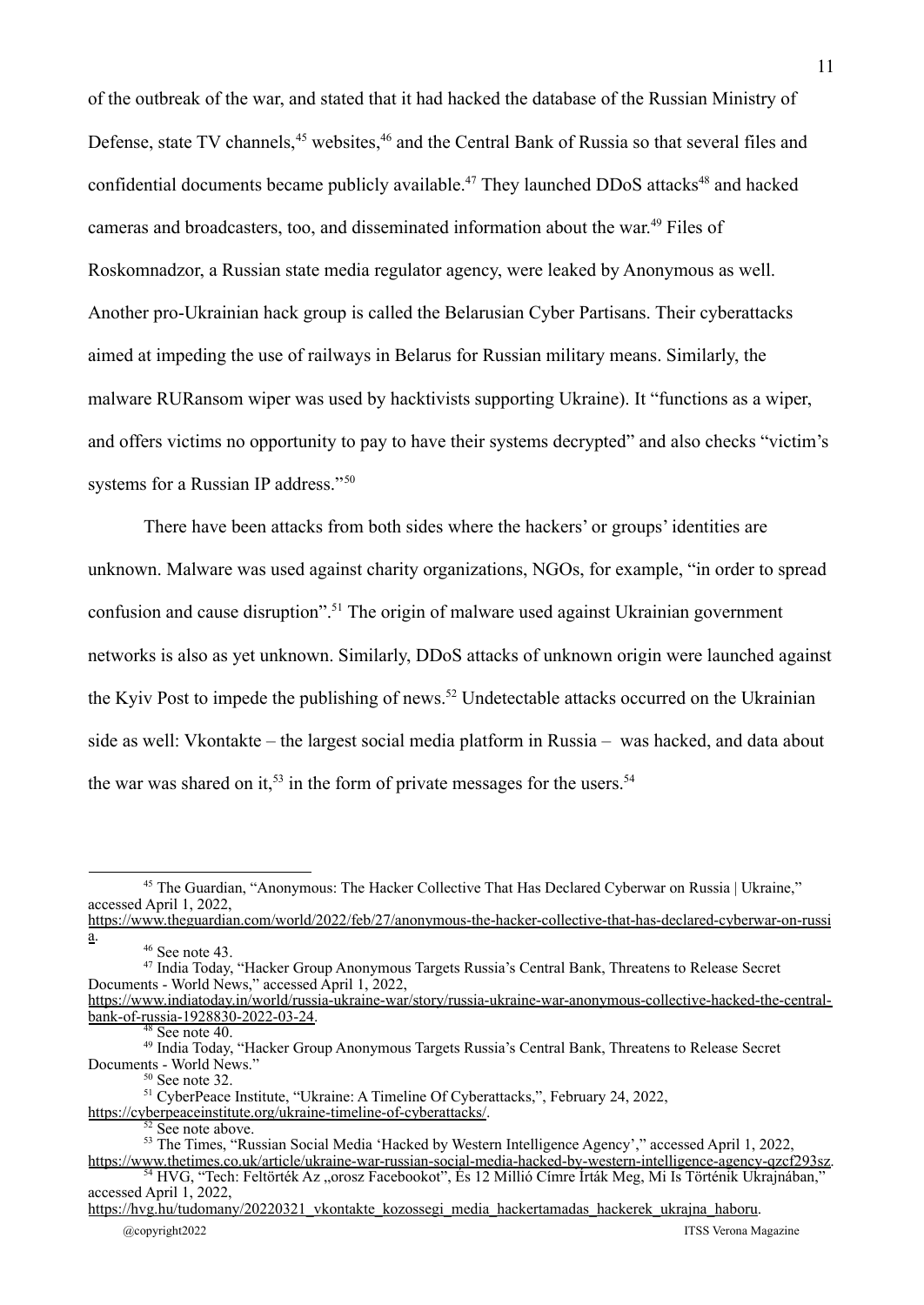of the outbreak of the war, and stated that it had hacked the database of the Russian Ministry of Defense, state TV channels,[45] websites,[46] and the Central Bank of Russia so that several files and confidential documents became publicly available.[47] They launched DDoS attacks[48] and hacked cameras and broadcasters, too, and disseminated information about the war.[49] Files of Roskomnadzor, a Russian state media regulator agency, were leaked by Anonymous as well. Another pro-Ukrainian hack group is called the Belarusian Cyber Partisans. Their cyberattacks aimed at impeding the use of railways in Belarus for Russian military means. Similarly, the malware RURansom wiper was used by hacktivists supporting Ukraine). It "functions as a wiper, and offers victims no opportunity to pay to have their systems decrypted" and also checks "victim's systems for a Russian IP address."[50]

There have been attacks from both sides where the hackers' or groups' identities are unknown. Malware was used against charity organizations, NGOs, for example, "in order to spread confusion and cause disruption".[51] The origin of malware used against Ukrainian government networks is also as yet unknown. Similarly, DDoS attacks of unknown origin were launched against the Kyiv Post to impede the publishing of news.[52] Undetectable attacks occurred on the Ukrainian side as well: Vkontakte – the largest social media platform in Russia – was hacked, and data about the war was shared on it,[53] in the form of private messages for the users.[54]

---

[45] The Guardian, "Anonymous: The Hacker Collective That Has Declared Cyberwar on Russia | Ukraine," accessed April 1, 2022, https://www.theguardian.com/world/2022/feb/27/anonymous-the-hacker-collective-that-has-declared-cyberwar-on-russia.

[46] See note 43.

[47] India Today, "Hacker Group Anonymous Targets Russia's Central Bank, Threatens to Release Secret Documents - World News," accessed April 1, 2022, https://www.indiatoday.in/world/russia-ukraine-war/story/russia-ukraine-war-anonymous-collective-hacked-the-central-bank-of-russia-1928830-2022-03-24.

[48] See note 40.

[49] India Today, "Hacker Group Anonymous Targets Russia's Central Bank, Threatens to Release Secret Documents - World News."

[50] See note 32.

[51] CyberPeace Institute, "Ukraine: A Timeline Of Cyberattacks,", February 24, 2022, https://cyberpeaceinstitute.org/ukraine-timeline-of-cyberattacks/.

[52] See note above.

[53] The Times, "Russian Social Media 'Hacked by Western Intelligence Agency'," accessed April 1, 2022, https://www.thetimes.co.uk/article/ukraine-war-russian-social-media-hacked-by-western-intelligence-agency-qzcf293sz.

[54] HVG, "Tech: Feltörték Az „orosz Facebookot", És 12 Millió Címre Írták Meg, Mi Is Történik Ukrajnában," accessed April 1, 2022, https://hvg.hu/tudomany/20220321_vkontakte_kozossegi_media_hackertamadas_hackerek_ukrajna_haboru.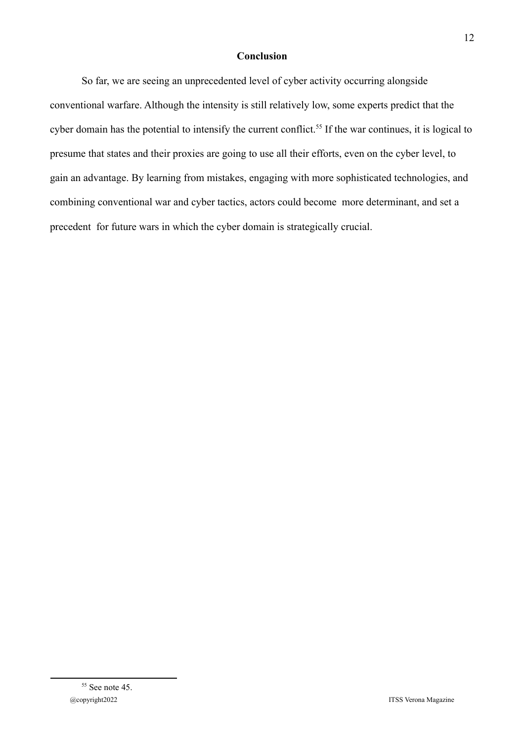## Conclusion

So far, we are seeing an unprecedented level of cyber activity occurring alongside conventional warfare. Although the intensity is still relatively low, some experts predict that the cyber domain has the potential to intensify the current conflict.[55] If the war continues, it is logical to presume that states and their proxies are going to use all their efforts, even on the cyber level, to gain an advantage. By learning from mistakes, engaging with more sophisticated technologies, and combining conventional war and cyber tactics, actors could become more determinant, and set a precedent for future wars in which the cyber domain is strategically crucial.

---

[55] See note 45.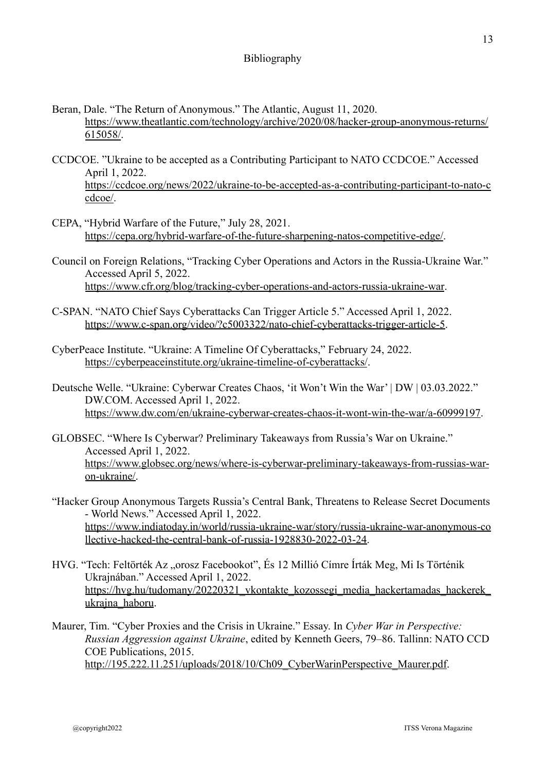# Bibliography

Beran, Dale. "The Return of Anonymous." The Atlantic, August 11, 2020. https://www.theatlantic.com/technology/archive/2020/08/hacker-group-anonymous-returns/615058/.

CCDCOE. "Ukraine to be accepted as a Contributing Participant to NATO CCDCOE." Accessed April 1, 2022. https://ccdcoe.org/news/2022/ukraine-to-be-accepted-as-a-contributing-participant-to-nato-ccdcoe/.

CEPA, "Hybrid Warfare of the Future," July 28, 2021. https://cepa.org/hybrid-warfare-of-the-future-sharpening-natos-competitive-edge/.

Council on Foreign Relations, "Tracking Cyber Operations and Actors in the Russia-Ukraine War." Accessed April 5, 2022. https://www.cfr.org/blog/tracking-cyber-operations-and-actors-russia-ukraine-war.

C-SPAN. "NATO Chief Says Cyberattacks Can Trigger Article 5." Accessed April 1, 2022. https://www.c-span.org/video/?c5003322/nato-chief-cyberattacks-trigger-article-5.

CyberPeace Institute. "Ukraine: A Timeline Of Cyberattacks," February 24, 2022. https://cyberpeaceinstitute.org/ukraine-timeline-of-cyberattacks/.

Deutsche Welle. "Ukraine: Cyberwar Creates Chaos, 'it Won't Win the War' | DW | 03.03.2022." DW.COM. Accessed April 1, 2022. https://www.dw.com/en/ukraine-cyberwar-creates-chaos-it-wont-win-the-war/a-60999197.

GLOBSEC. "Where Is Cyberwar? Preliminary Takeaways from Russia's War on Ukraine." Accessed April 1, 2022. https://www.globsec.org/news/where-is-cyberwar-preliminary-takeaways-from-russias-war-on-ukraine/.

"Hacker Group Anonymous Targets Russia's Central Bank, Threatens to Release Secret Documents - World News." Accessed April 1, 2022. https://www.indiatoday.in/world/russia-ukraine-war/story/russia-ukraine-war-anonymous-collective-hacked-the-central-bank-of-russia-1928830-2022-03-24.

HVG. "Tech: Feltörték Az „orosz Facebookot", És 12 Millió Címre Írták Meg, Mi Is Történik Ukrajnában." Accessed April 1, 2022. https://hvg.hu/tudomany/20220321_vkontakte_kozossegi_media_hackertamadas_hackerek_ukrajna_haboru.

Maurer, Tim. "Cyber Proxies and the Crisis in Ukraine." Essay. In *Cyber War in Perspective: Russian Aggression against Ukraine*, edited by Kenneth Geers, 79–86. Tallinn: NATO CCD COE Publications, 2015. http://195.222.11.251/uploads/2018/10/Ch09_CyberWarinPerspective_Maurer.pdf.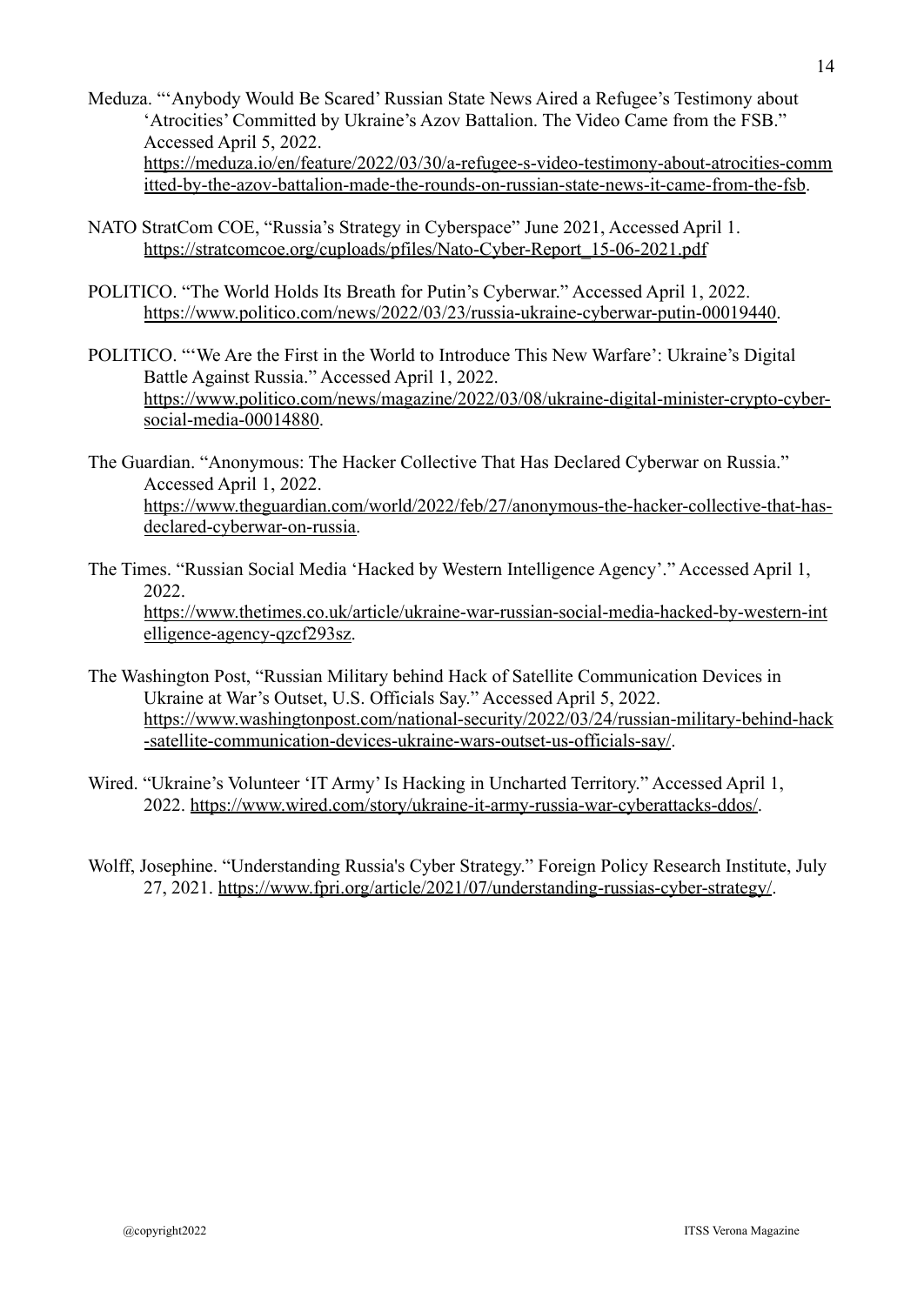Meduza. "'Anybody Would Be Scared' Russian State News Aired a Refugee's Testimony about 'Atrocities' Committed by Ukraine's Azov Battalion. The Video Came from the FSB." Accessed April 5, 2022. https://meduza.io/en/feature/2022/03/30/a-refugee-s-video-testimony-about-atrocities-committed-by-the-azov-battalion-made-the-rounds-on-russian-state-news-it-came-from-the-fsb.

NATO StratCom COE, "Russia's Strategy in Cyberspace" June 2021, Accessed April 1. https://stratcomcoe.org/cuploads/pfiles/Nato-Cyber-Report_15-06-2021.pdf

POLITICO. "The World Holds Its Breath for Putin's Cyberwar." Accessed April 1, 2022. https://www.politico.com/news/2022/03/23/russia-ukraine-cyberwar-putin-00019440.

POLITICO. "'We Are the First in the World to Introduce This New Warfare': Ukraine's Digital Battle Against Russia." Accessed April 1, 2022. https://www.politico.com/news/magazine/2022/03/08/ukraine-digital-minister-crypto-cyber-social-media-00014880.

The Guardian. "Anonymous: The Hacker Collective That Has Declared Cyberwar on Russia." Accessed April 1, 2022. https://www.theguardian.com/world/2022/feb/27/anonymous-the-hacker-collective-that-has-declared-cyberwar-on-russia.

The Times. "Russian Social Media 'Hacked by Western Intelligence Agency'." Accessed April 1, 2022. https://www.thetimes.co.uk/article/ukraine-war-russian-social-media-hacked-by-western-intelligence-agency-qzcf293sz.

The Washington Post, "Russian Military behind Hack of Satellite Communication Devices in Ukraine at War's Outset, U.S. Officials Say." Accessed April 5, 2022. https://www.washingtonpost.com/national-security/2022/03/24/russian-military-behind-hack-satellite-communication-devices-ukraine-wars-outset-us-officials-say/.

Wired. "Ukraine's Volunteer 'IT Army' Is Hacking in Uncharted Territory." Accessed April 1, 2022. https://www.wired.com/story/ukraine-it-army-russia-war-cyberattacks-ddos/.

Wolff, Josephine. "Understanding Russia's Cyber Strategy." Foreign Policy Research Institute, July 27, 2021. https://www.fpri.org/article/2021/07/understanding-russias-cyber-strategy/.